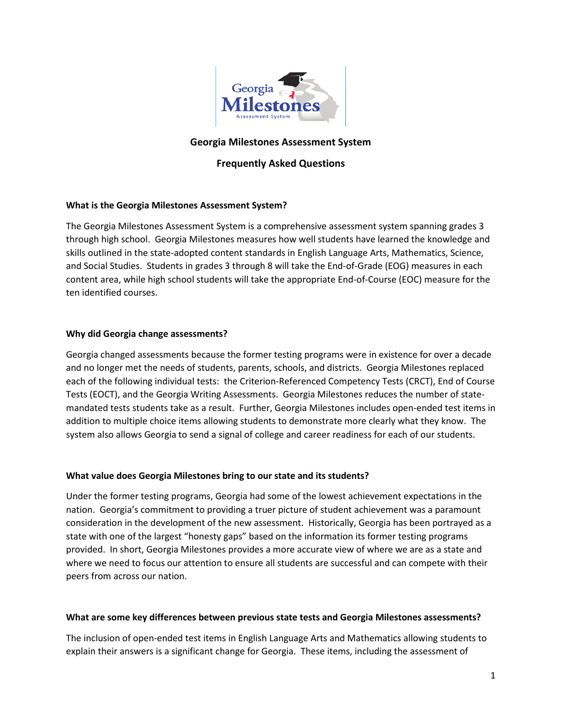# Georgia Milestones Assessment System

## Frequently Asked Questions

### What is the Georgia Milestones Assessment System?

The Georgia Milestones Assessment System is a comprehensive assessment system spanning grades 3 through high school. Georgia Milestones measures how well students have learned the knowledge and skills outlined in the state-adopted content standards in English Language Arts, Mathematics, Science, and Social Studies. Students in grades 3 through 8 will take the End-of-Grade (EOG) measures in each content area, while high school students will take the appropriate End-of-Course (EOC) measure for the ten identified courses.

### Why did Georgia change assessments?

Georgia changed assessments because the former testing programs were in existence for over a decade and no longer met the needs of students, parents, schools, and districts. Georgia Milestones replaced each of the following individual tests: the Criterion-Referenced Competency Tests (CRCT), End of Course Tests (EOCT), and the Georgia Writing Assessments. Georgia Milestones reduces the number of state-mandated tests students take as a result. Further, Georgia Milestones includes open-ended test items in addition to multiple choice items allowing students to demonstrate more clearly what they know. The system also allows Georgia to send a signal of college and career readiness for each of our students.

### What value does Georgia Milestones bring to our state and its students?

Under the former testing programs, Georgia had some of the lowest achievement expectations in the nation. Georgia's commitment to providing a truer picture of student achievement was a paramount consideration in the development of the new assessment. Historically, Georgia has been portrayed as a state with one of the largest "honesty gaps" based on the information its former testing programs provided. In short, Georgia Milestones provides a more accurate view of where we are as a state and where we need to focus our attention to ensure all students are successful and can compete with their peers from across our nation.

### What are some key differences between previous state tests and Georgia Milestones assessments?

The inclusion of open-ended test items in English Language Arts and Mathematics allowing students to explain their answers is a significant change for Georgia. These items, including the assessment of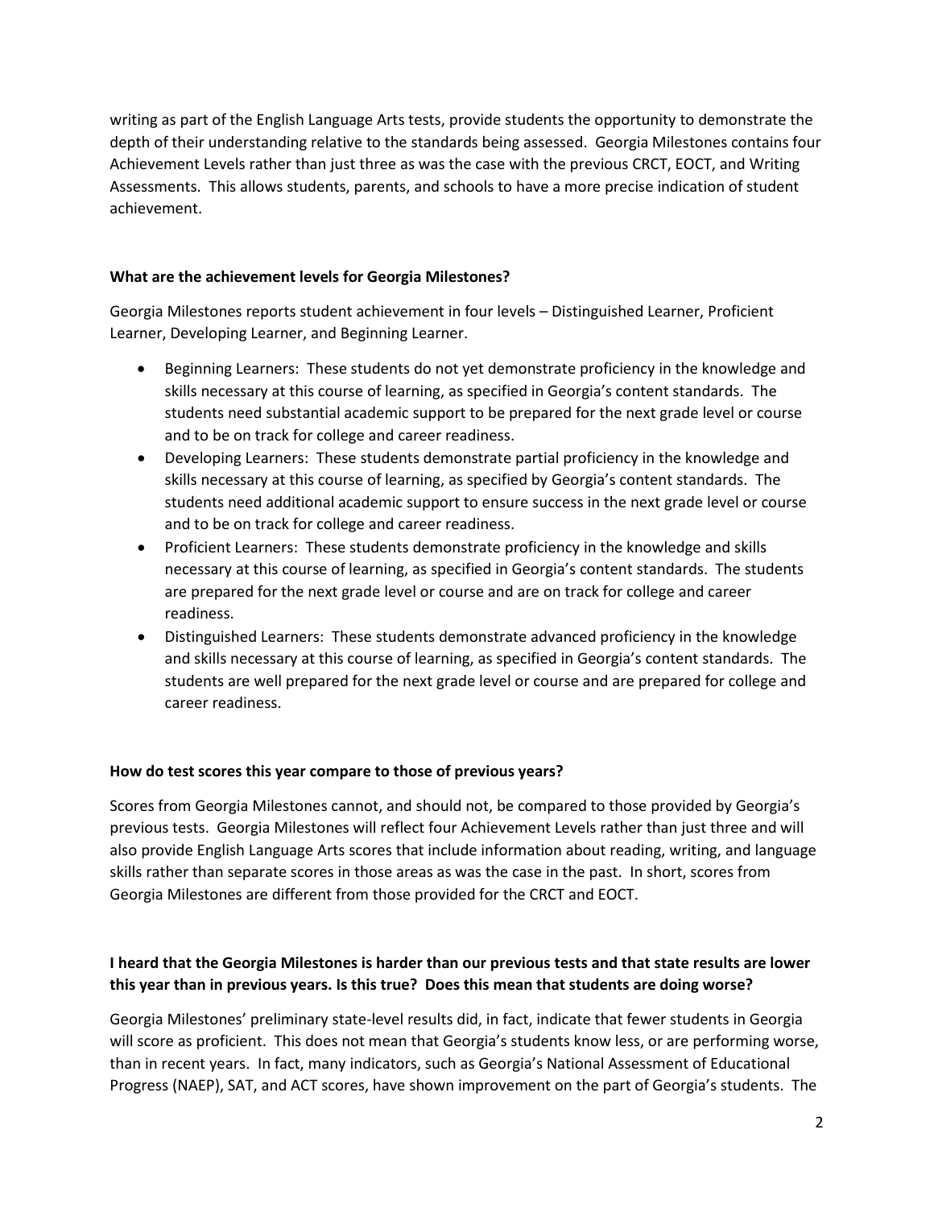writing as part of the English Language Arts tests, provide students the opportunity to demonstrate the depth of their understanding relative to the standards being assessed. Georgia Milestones contains four Achievement Levels rather than just three as was the case with the previous CRCT, EOCT, and Writing Assessments. This allows students, parents, and schools to have a more precise indication of student achievement.

**What are the achievement levels for Georgia Milestones?**

Georgia Milestones reports student achievement in four levels – Distinguished Learner, Proficient Learner, Developing Learner, and Beginning Learner.

- Beginning Learners: These students do not yet demonstrate proficiency in the knowledge and skills necessary at this course of learning, as specified in Georgia's content standards. The students need substantial academic support to be prepared for the next grade level or course and to be on track for college and career readiness.
- Developing Learners: These students demonstrate partial proficiency in the knowledge and skills necessary at this course of learning, as specified by Georgia's content standards. The students need additional academic support to ensure success in the next grade level or course and to be on track for college and career readiness.
- Proficient Learners: These students demonstrate proficiency in the knowledge and skills necessary at this course of learning, as specified in Georgia's content standards. The students are prepared for the next grade level or course and are on track for college and career readiness.
- Distinguished Learners: These students demonstrate advanced proficiency in the knowledge and skills necessary at this course of learning, as specified in Georgia's content standards. The students are well prepared for the next grade level or course and are prepared for college and career readiness.

**How do test scores this year compare to those of previous years?**

Scores from Georgia Milestones cannot, and should not, be compared to those provided by Georgia's previous tests. Georgia Milestones will reflect four Achievement Levels rather than just three and will also provide English Language Arts scores that include information about reading, writing, and language skills rather than separate scores in those areas as was the case in the past. In short, scores from Georgia Milestones are different from those provided for the CRCT and EOCT.

**I heard that the Georgia Milestones is harder than our previous tests and that state results are lower this year than in previous years. Is this true? Does this mean that students are doing worse?**

Georgia Milestones' preliminary state-level results did, in fact, indicate that fewer students in Georgia will score as proficient. This does not mean that Georgia's students know less, or are performing worse, than in recent years. In fact, many indicators, such as Georgia's National Assessment of Educational Progress (NAEP), SAT, and ACT scores, have shown improvement on the part of Georgia's students. The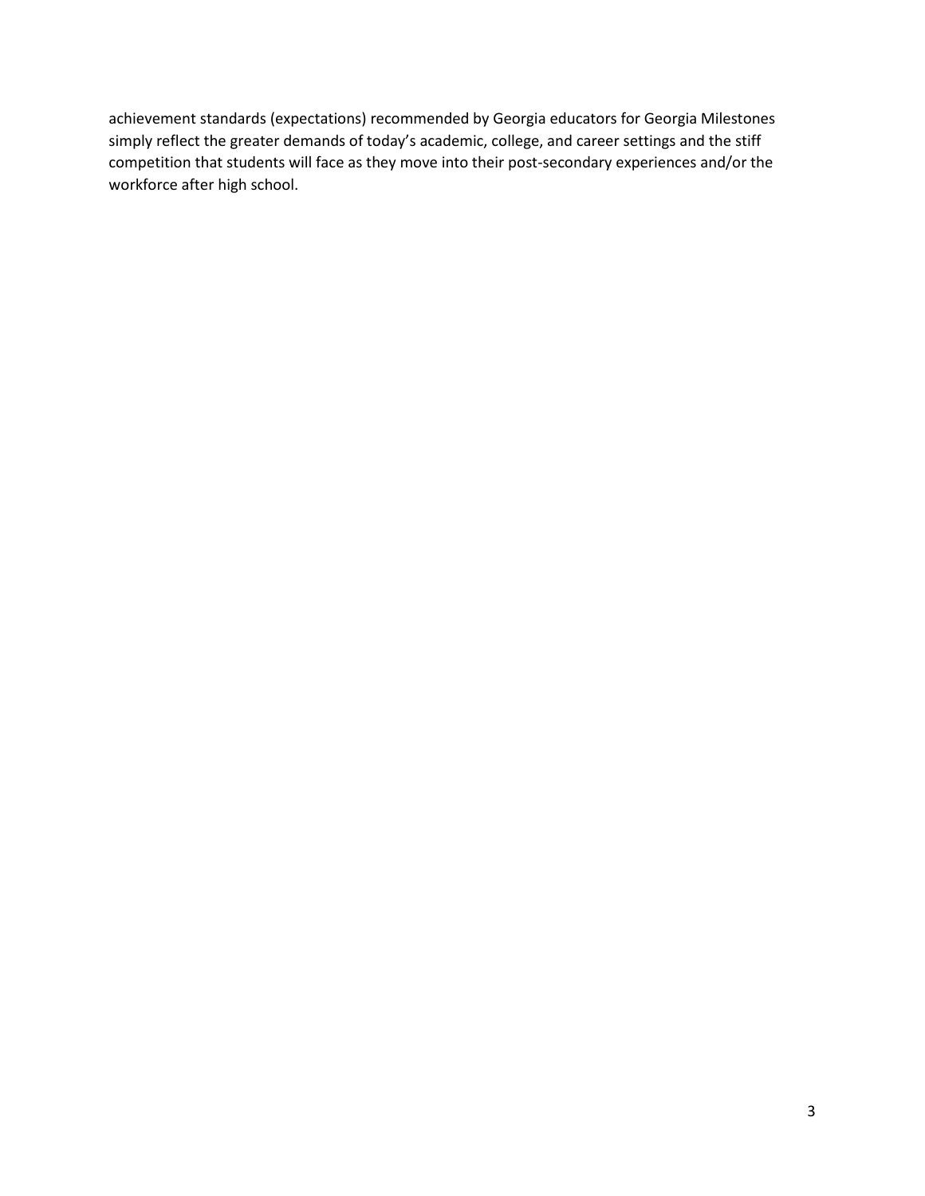achievement standards (expectations) recommended by Georgia educators for Georgia Milestones simply reflect the greater demands of today's academic, college, and career settings and the stiff competition that students will face as they move into their post-secondary experiences and/or the workforce after high school.